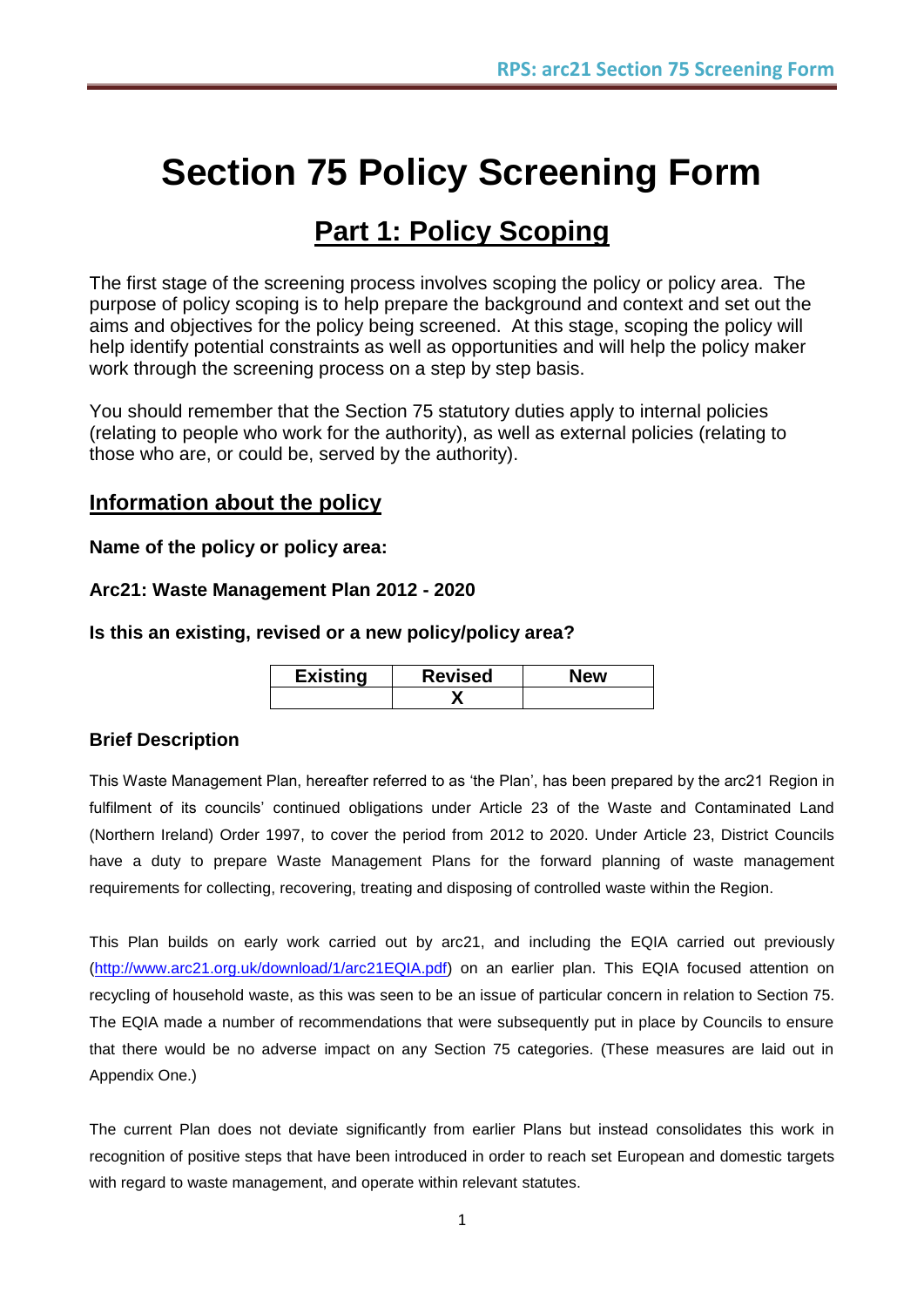# Section 75 Policy Screening Form

## Part 1: Policy Scoping

The first stage of the screening process involves scoping the policy or policy area. The purpose of policy scoping is to help prepare the background and context and set out the aims and objectives for the policy being screened. At this stage, scoping the policy will help identify potential constraints as well as opportunities and will help the policy maker work through the screening process on a step by step basis.

You should remember that the Section 75 statutory duties apply to internal policies (relating to people who work for the authority), as well as external policies (relating to those who are, or could be, served by the authority).

### Information about the policy

**Name of the policy or policy area:**

**Arc21: Waste Management Plan 2012 - 2020**

**Is this an existing, revised or a new policy/policy area?**

| Existing | Revised | New |
|---|---|---|
| | X | |

**Brief Description**

This Waste Management Plan, hereafter referred to as 'the Plan', has been prepared by the arc21 Region in fulfilment of its councils' continued obligations under Article 23 of the Waste and Contaminated Land (Northern Ireland) Order 1997, to cover the period from 2012 to 2020. Under Article 23, District Councils have a duty to prepare Waste Management Plans for the forward planning of waste management requirements for collecting, recovering, treating and disposing of controlled waste within the Region.

This Plan builds on early work carried out by arc21, and including the EQIA carried out previously (http://www.arc21.org.uk/download/1/arc21EQIA.pdf) on an earlier plan. This EQIA focused attention on recycling of household waste, as this was seen to be an issue of particular concern in relation to Section 75. The EQIA made a number of recommendations that were subsequently put in place by Councils to ensure that there would be no adverse impact on any Section 75 categories. (These measures are laid out in Appendix One.)

The current Plan does not deviate significantly from earlier Plans but instead consolidates this work in recognition of positive steps that have been introduced in order to reach set European and domestic targets with regard to waste management, and operate within relevant statutes.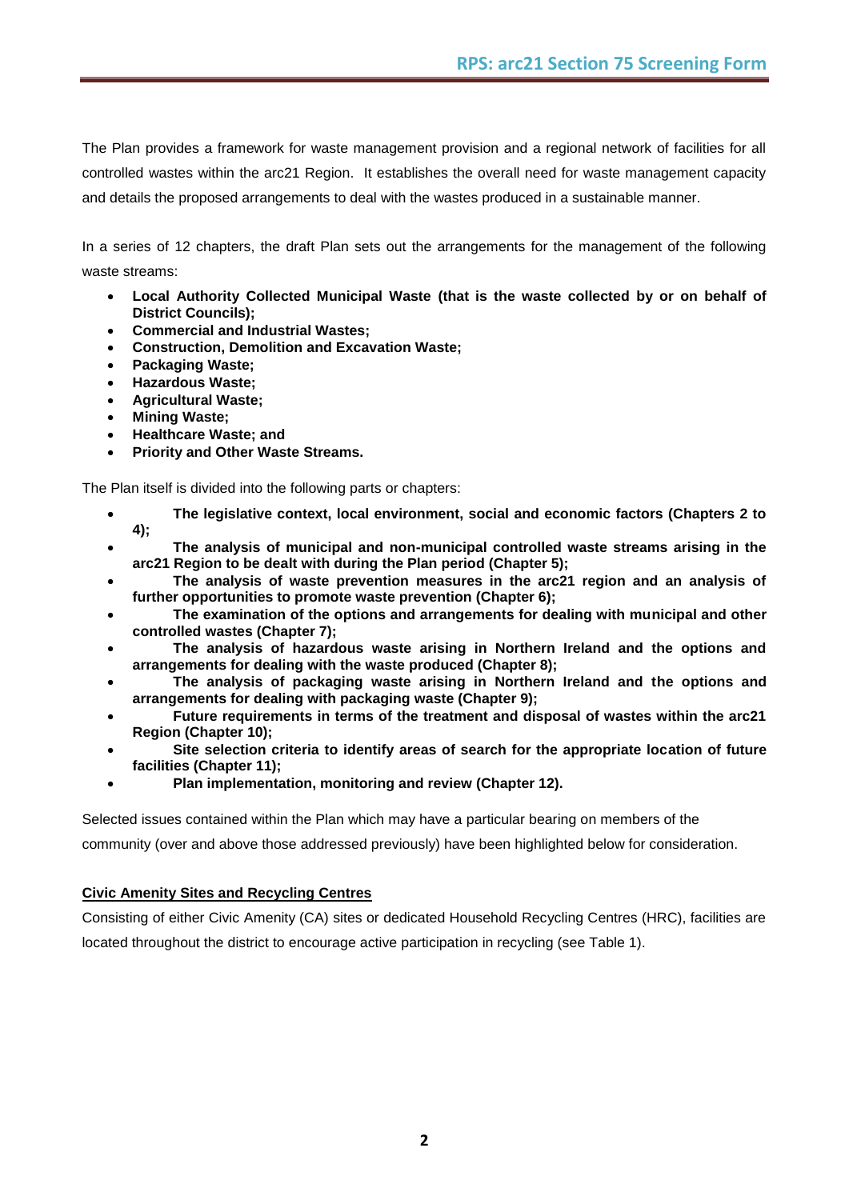The Plan provides a framework for waste management provision and a regional network of facilities for all controlled wastes within the arc21 Region. It establishes the overall need for waste management capacity and details the proposed arrangements to deal with the wastes produced in a sustainable manner.

In a series of 12 chapters, the draft Plan sets out the arrangements for the management of the following waste streams:

- **Local Authority Collected Municipal Waste (that is the waste collected by or on behalf of District Councils);**
- **Commercial and Industrial Wastes;**
- **Construction, Demolition and Excavation Waste;**
- **Packaging Waste;**
- **Hazardous Waste;**
- **Agricultural Waste;**
- **Mining Waste;**
- **Healthcare Waste; and**
- **Priority and Other Waste Streams.**

The Plan itself is divided into the following parts or chapters:

- **The legislative context, local environment, social and economic factors (Chapters 2 to 4);**
- **The analysis of municipal and non-municipal controlled waste streams arising in the arc21 Region to be dealt with during the Plan period (Chapter 5);**
- **The analysis of waste prevention measures in the arc21 region and an analysis of further opportunities to promote waste prevention (Chapter 6);**
- **The examination of the options and arrangements for dealing with municipal and other controlled wastes (Chapter 7);**
- **The analysis of hazardous waste arising in Northern Ireland and the options and arrangements for dealing with the waste produced (Chapter 8);**
- **The analysis of packaging waste arising in Northern Ireland and the options and arrangements for dealing with packaging waste (Chapter 9);**
- **Future requirements in terms of the treatment and disposal of wastes within the arc21 Region (Chapter 10);**
- **Site selection criteria to identify areas of search for the appropriate location of future facilities (Chapter 11);**
- **Plan implementation, monitoring and review (Chapter 12).**

Selected issues contained within the Plan which may have a particular bearing on members of the community (over and above those addressed previously) have been highlighted below for consideration.

**Civic Amenity Sites and Recycling Centres**

Consisting of either Civic Amenity (CA) sites or dedicated Household Recycling Centres (HRC), facilities are located throughout the district to encourage active participation in recycling (see Table 1).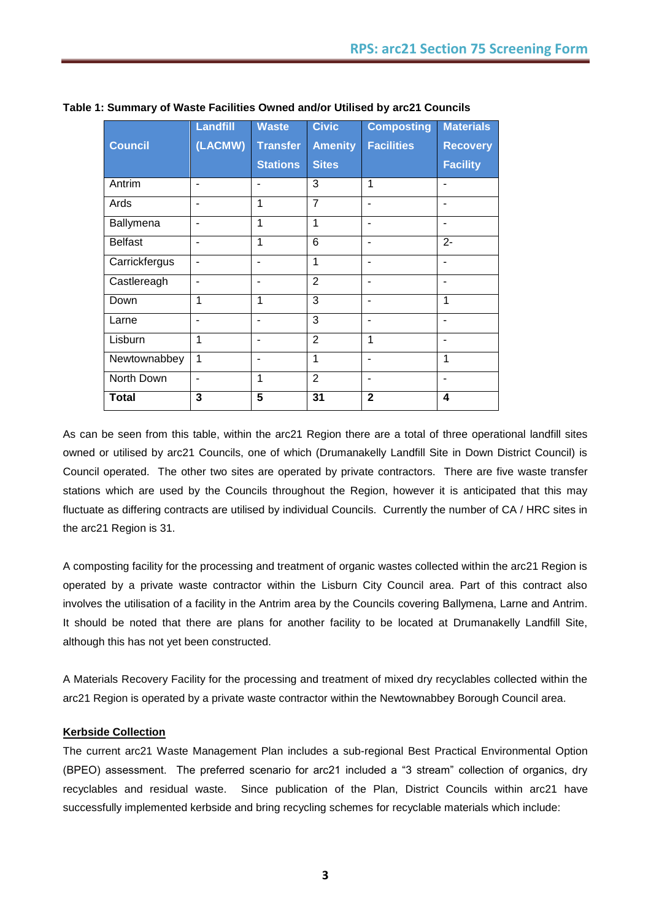**Table 1: Summary of Waste Facilities Owned and/or Utilised by arc21 Councils**

| Council | Landfill (LACMW) | Waste Transfer Stations | Civic Amenity Sites | Composting Facilities | Materials Recovery Facility |
|---|---|---|---|---|---|
| Antrim | - | - | 3 | 1 | - |
| Ards | - | 1 | 7 | - | - |
| Ballymena | - | 1 | 1 | - | - |
| Belfast | - | 1 | 6 | - | 2- |
| Carrickfergus | - | - | 1 | - | - |
| Castlereagh | - | - | 2 | - | - |
| Down | 1 | 1 | 3 | - | 1 |
| Larne | - | - | 3 | - | - |
| Lisburn | 1 | - | 2 | 1 | - |
| Newtownabbey | 1 | - | 1 | - | 1 |
| North Down | - | 1 | 2 | - | - |
| **Total** | **3** | **5** | **31** | **2** | **4** |

As can be seen from this table, within the arc21 Region there are a total of three operational landfill sites owned or utilised by arc21 Councils, one of which (Drumanakelly Landfill Site in Down District Council) is Council operated. The other two sites are operated by private contractors. There are five waste transfer stations which are used by the Councils throughout the Region, however it is anticipated that this may fluctuate as differing contracts are utilised by individual Councils. Currently the number of CA / HRC sites in the arc21 Region is 31.

A composting facility for the processing and treatment of organic wastes collected within the arc21 Region is operated by a private waste contractor within the Lisburn City Council area. Part of this contract also involves the utilisation of a facility in the Antrim area by the Councils covering Ballymena, Larne and Antrim. It should be noted that there are plans for another facility to be located at Drumanakelly Landfill Site, although this has not yet been constructed.

A Materials Recovery Facility for the processing and treatment of mixed dry recyclables collected within the arc21 Region is operated by a private waste contractor within the Newtownabbey Borough Council area.

**Kerbside Collection**

The current arc21 Waste Management Plan includes a sub-regional Best Practical Environmental Option (BPEO) assessment. The preferred scenario for arc21 included a "3 stream" collection of organics, dry recyclables and residual waste. Since publication of the Plan, District Councils within arc21 have successfully implemented kerbside and bring recycling schemes for recyclable materials which include: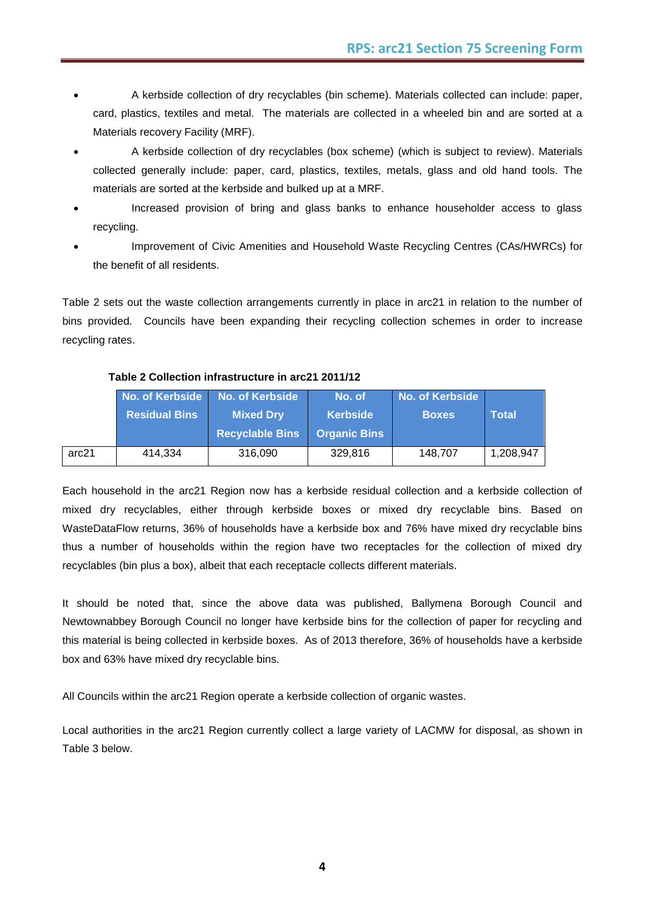- A kerbside collection of dry recyclables (bin scheme). Materials collected can include: paper, card, plastics, textiles and metal. The materials are collected in a wheeled bin and are sorted at a Materials recovery Facility (MRF).
- A kerbside collection of dry recyclables (box scheme) (which is subject to review). Materials collected generally include: paper, card, plastics, textiles, metals, glass and old hand tools. The materials are sorted at the kerbside and bulked up at a MRF.
- Increased provision of bring and glass banks to enhance householder access to glass recycling.
- Improvement of Civic Amenities and Household Waste Recycling Centres (CAs/HWRCs) for the benefit of all residents.

Table 2 sets out the waste collection arrangements currently in place in arc21 in relation to the number of bins provided. Councils have been expanding their recycling collection schemes in order to increase recycling rates.

**Table 2 Collection infrastructure in arc21 2011/12**

| | No. of Kerbside Residual Bins | No. of Kerbside Mixed Dry Recyclable Bins | No. of Kerbside Organic Bins | No. of Kerbside Boxes | Total |
|---|---|---|---|---|---|
| arc21 | 414,334 | 316,090 | 329,816 | 148,707 | 1,208,947 |

Each household in the arc21 Region now has a kerbside residual collection and a kerbside collection of mixed dry recyclables, either through kerbside boxes or mixed dry recyclable bins. Based on WasteDataFlow returns, 36% of households have a kerbside box and 76% have mixed dry recyclable bins thus a number of households within the region have two receptacles for the collection of mixed dry recyclables (bin plus a box), albeit that each receptacle collects different materials.

It should be noted that, since the above data was published, Ballymena Borough Council and Newtownabbey Borough Council no longer have kerbside bins for the collection of paper for recycling and this material is being collected in kerbside boxes. As of 2013 therefore, 36% of households have a kerbside box and 63% have mixed dry recyclable bins.

All Councils within the arc21 Region operate a kerbside collection of organic wastes.

Local authorities in the arc21 Region currently collect a large variety of LACMW for disposal, as shown in Table 3 below.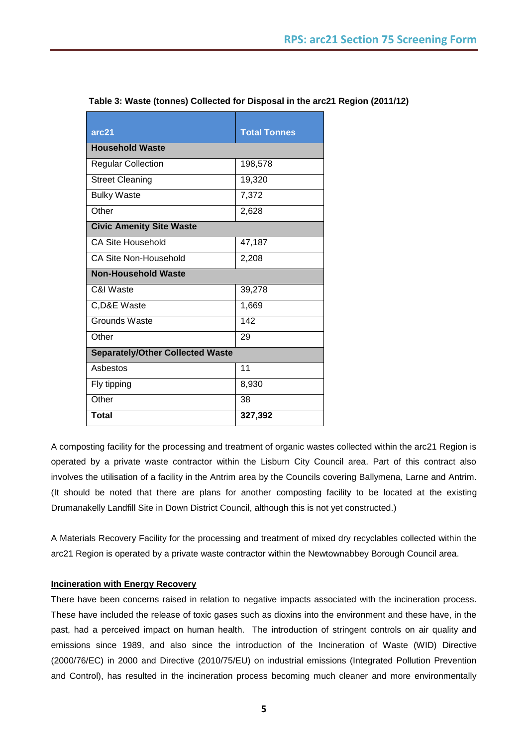**Table 3: Waste (tonnes) Collected for Disposal in the arc21 Region (2011/12)**

| arc21 | Total Tonnes |
|---|---|
| **Household Waste** | |
| Regular Collection | 198,578 |
| Street Cleaning | 19,320 |
| Bulky Waste | 7,372 |
| Other | 2,628 |
| **Civic Amenity Site Waste** | |
| CA Site Household | 47,187 |
| CA Site Non-Household | 2,208 |
| **Non-Household Waste** | |
| C&I Waste | 39,278 |
| C,D&E Waste | 1,669 |
| Grounds Waste | 142 |
| Other | 29 |
| **Separately/Other Collected Waste** | |
| Asbestos | 11 |
| Fly tipping | 8,930 |
| Other | 38 |
| **Total** | **327,392** |

A composting facility for the processing and treatment of organic wastes collected within the arc21 Region is operated by a private waste contractor within the Lisburn City Council area. Part of this contract also involves the utilisation of a facility in the Antrim area by the Councils covering Ballymena, Larne and Antrim. (It should be noted that there are plans for another composting facility to be located at the existing Drumanakelly Landfill Site in Down District Council, although this is not yet constructed.)

A Materials Recovery Facility for the processing and treatment of mixed dry recyclables collected within the arc21 Region is operated by a private waste contractor within the Newtownabbey Borough Council area.

**Incineration with Energy Recovery**

There have been concerns raised in relation to negative impacts associated with the incineration process. These have included the release of toxic gases such as dioxins into the environment and these have, in the past, had a perceived impact on human health. The introduction of stringent controls on air quality and emissions since 1989, and also since the introduction of the Incineration of Waste (WID) Directive (2000/76/EC) in 2000 and Directive (2010/75/EU) on industrial emissions (Integrated Pollution Prevention and Control), has resulted in the incineration process becoming much cleaner and more environmentally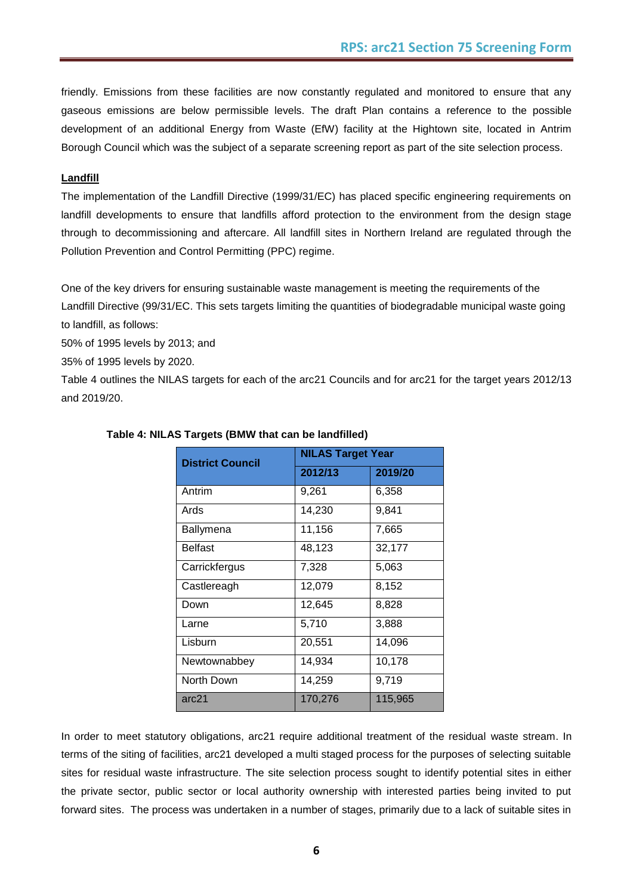friendly. Emissions from these facilities are now constantly regulated and monitored to ensure that any gaseous emissions are below permissible levels. The draft Plan contains a reference to the possible development of an additional Energy from Waste (EfW) facility at the Hightown site, located in Antrim Borough Council which was the subject of a separate screening report as part of the site selection process.

**Landfill**

The implementation of the Landfill Directive (1999/31/EC) has placed specific engineering requirements on landfill developments to ensure that landfills afford protection to the environment from the design stage through to decommissioning and aftercare. All landfill sites in Northern Ireland are regulated through the Pollution Prevention and Control Permitting (PPC) regime.

One of the key drivers for ensuring sustainable waste management is meeting the requirements of the Landfill Directive (99/31/EC. This sets targets limiting the quantities of biodegradable municipal waste going to landfill, as follows:

50% of 1995 levels by 2013; and

35% of 1995 levels by 2020.

Table 4 outlines the NILAS targets for each of the arc21 Councils and for arc21 for the target years 2012/13 and 2019/20.

**Table 4: NILAS Targets (BMW that can be landfilled)**

| District Council | NILAS Target Year | |
|---|---|---|
| | 2012/13 | 2019/20 |
| Antrim | 9,261 | 6,358 |
| Ards | 14,230 | 9,841 |
| Ballymena | 11,156 | 7,665 |
| Belfast | 48,123 | 32,177 |
| Carrickfergus | 7,328 | 5,063 |
| Castlereagh | 12,079 | 8,152 |
| Down | 12,645 | 8,828 |
| Larne | 5,710 | 3,888 |
| Lisburn | 20,551 | 14,096 |
| Newtownabbey | 14,934 | 10,178 |
| North Down | 14,259 | 9,719 |
| arc21 | 170,276 | 115,965 |

In order to meet statutory obligations, arc21 require additional treatment of the residual waste stream. In terms of the siting of facilities, arc21 developed a multi staged process for the purposes of selecting suitable sites for residual waste infrastructure. The site selection process sought to identify potential sites in either the private sector, public sector or local authority ownership with interested parties being invited to put forward sites. The process was undertaken in a number of stages, primarily due to a lack of suitable sites in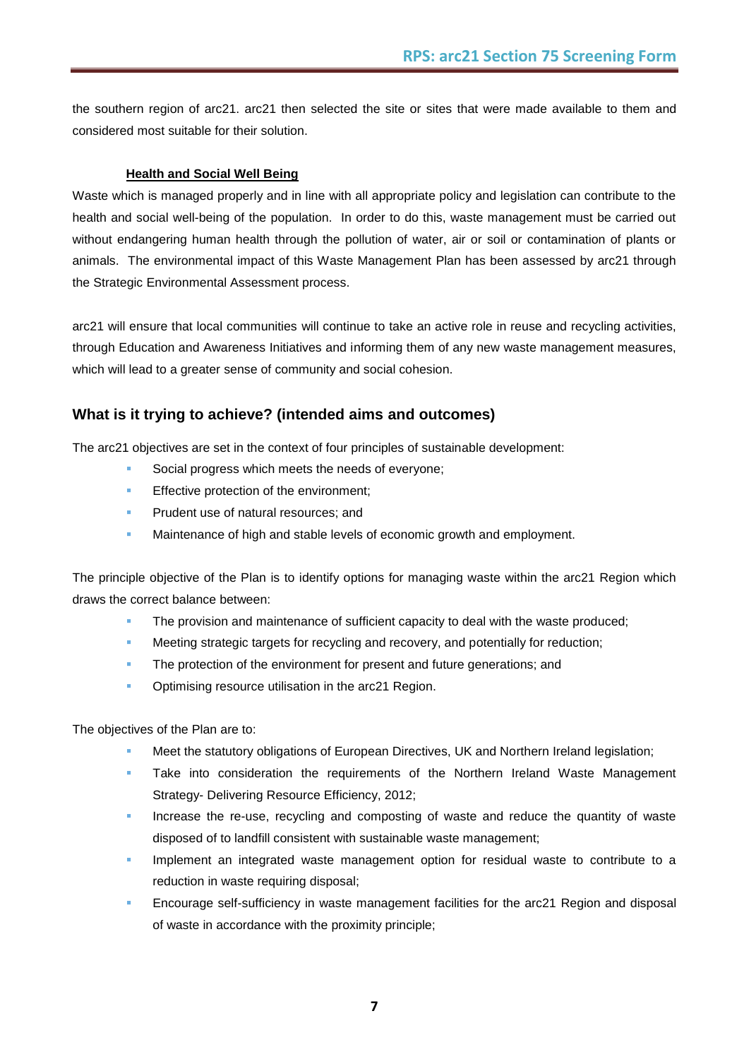the southern region of arc21. arc21 then selected the site or sites that were made available to them and considered most suitable for their solution.

**Health and Social Well Being**

Waste which is managed properly and in line with all appropriate policy and legislation can contribute to the health and social well-being of the population. In order to do this, waste management must be carried out without endangering human health through the pollution of water, air or soil or contamination of plants or animals. The environmental impact of this Waste Management Plan has been assessed by arc21 through the Strategic Environmental Assessment process.

arc21 will ensure that local communities will continue to take an active role in reuse and recycling activities, through Education and Awareness Initiatives and informing them of any new waste management measures, which will lead to a greater sense of community and social cohesion.

### What is it trying to achieve? (intended aims and outcomes)

The arc21 objectives are set in the context of four principles of sustainable development:

- Social progress which meets the needs of everyone;
- Effective protection of the environment;
- Prudent use of natural resources; and
- Maintenance of high and stable levels of economic growth and employment.

The principle objective of the Plan is to identify options for managing waste within the arc21 Region which draws the correct balance between:

- The provision and maintenance of sufficient capacity to deal with the waste produced;
- Meeting strategic targets for recycling and recovery, and potentially for reduction;
- The protection of the environment for present and future generations; and
- Optimising resource utilisation in the arc21 Region.

The objectives of the Plan are to:

- Meet the statutory obligations of European Directives, UK and Northern Ireland legislation;
- Take into consideration the requirements of the Northern Ireland Waste Management Strategy- Delivering Resource Efficiency, 2012;
- Increase the re-use, recycling and composting of waste and reduce the quantity of waste disposed of to landfill consistent with sustainable waste management;
- Implement an integrated waste management option for residual waste to contribute to a reduction in waste requiring disposal;
- Encourage self-sufficiency in waste management facilities for the arc21 Region and disposal of waste in accordance with the proximity principle;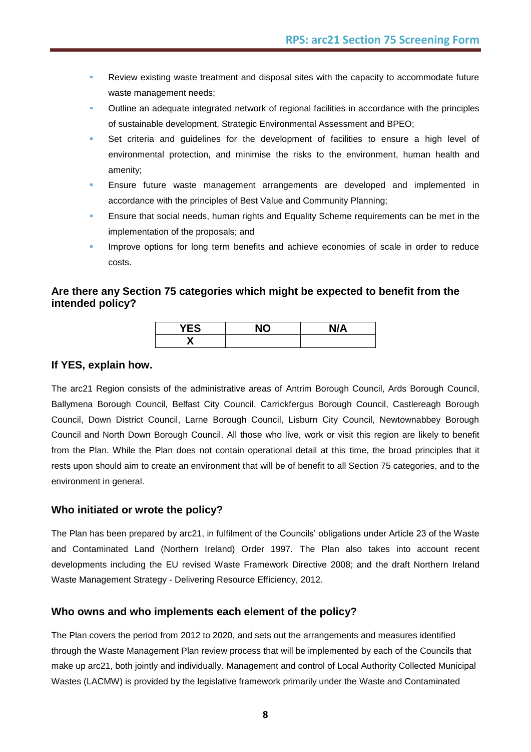- Review existing waste treatment and disposal sites with the capacity to accommodate future waste management needs;
- Outline an adequate integrated network of regional facilities in accordance with the principles of sustainable development, Strategic Environmental Assessment and BPEO;
- Set criteria and guidelines for the development of facilities to ensure a high level of environmental protection, and minimise the risks to the environment, human health and amenity;
- Ensure future waste management arrangements are developed and implemented in accordance with the principles of Best Value and Community Planning;
- Ensure that social needs, human rights and Equality Scheme requirements can be met in the implementation of the proposals; and
- Improve options for long term benefits and achieve economies of scale in order to reduce costs.

### Are there any Section 75 categories which might be expected to benefit from the intended policy?

| YES | NO | N/A |
|---|---|---|
| X | | |

### If YES, explain how.

The arc21 Region consists of the administrative areas of Antrim Borough Council, Ards Borough Council, Ballymena Borough Council, Belfast City Council, Carrickfergus Borough Council, Castlereagh Borough Council, Down District Council, Larne Borough Council, Lisburn City Council, Newtownabbey Borough Council and North Down Borough Council. All those who live, work or visit this region are likely to benefit from the Plan. While the Plan does not contain operational detail at this time, the broad principles that it rests upon should aim to create an environment that will be of benefit to all Section 75 categories, and to the environment in general.

### Who initiated or wrote the policy?

The Plan has been prepared by arc21, in fulfilment of the Councils' obligations under Article 23 of the Waste and Contaminated Land (Northern Ireland) Order 1997. The Plan also takes into account recent developments including the EU revised Waste Framework Directive 2008; and the draft Northern Ireland Waste Management Strategy - Delivering Resource Efficiency, 2012.

### Who owns and who implements each element of the policy?

The Plan covers the period from 2012 to 2020, and sets out the arrangements and measures identified through the Waste Management Plan review process that will be implemented by each of the Councils that make up arc21, both jointly and individually. Management and control of Local Authority Collected Municipal Wastes (LACMW) is provided by the legislative framework primarily under the Waste and Contaminated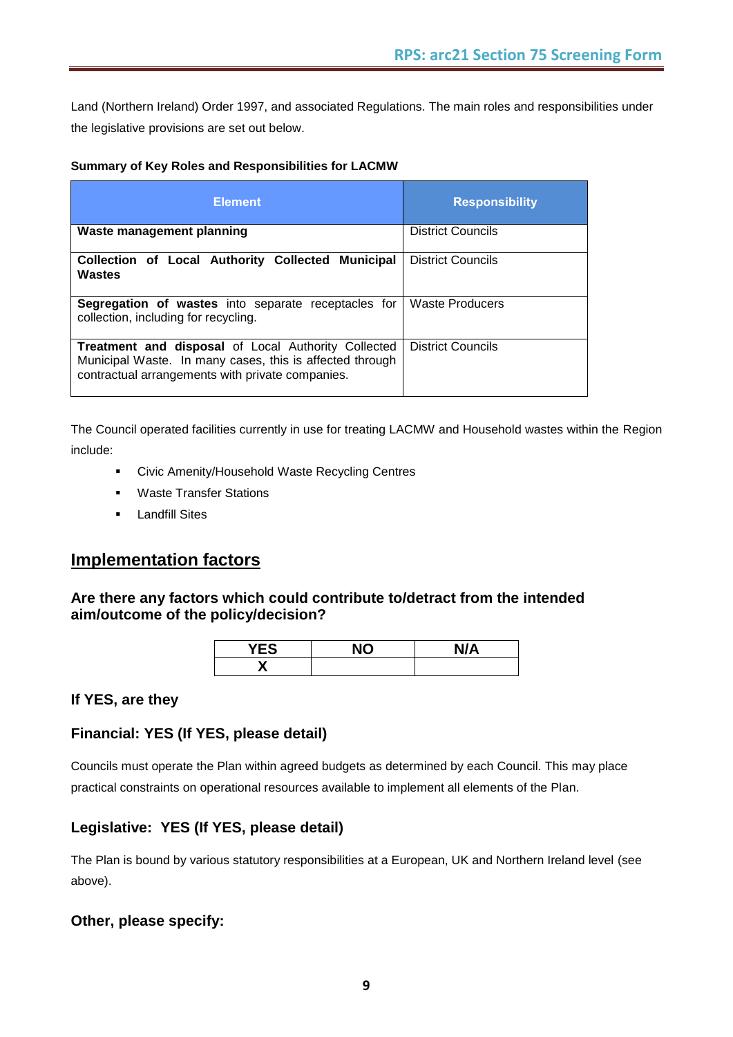Land (Northern Ireland) Order 1997, and associated Regulations. The main roles and responsibilities under the legislative provisions are set out below.

**Summary of Key Roles and Responsibilities for LACMW**

| Element | Responsibility |
|---|---|
| **Waste management planning** | District Councils |
| **Collection of Local Authority Collected Municipal Wastes** | District Councils |
| **Segregation of wastes** into separate receptacles for collection, including for recycling. | Waste Producers |
| **Treatment and disposal** of Local Authority Collected Municipal Waste. In many cases, this is affected through contractual arrangements with private companies. | District Councils |

The Council operated facilities currently in use for treating LACMW and Household wastes within the Region include:

- Civic Amenity/Household Waste Recycling Centres
- Waste Transfer Stations
- Landfill Sites

## Implementation factors

### Are there any factors which could contribute to/detract from the intended aim/outcome of the policy/decision?

| YES | NO | N/A |
|---|---|---|
| X | | |

### If YES, are they

### Financial: YES (If YES, please detail)

Councils must operate the Plan within agreed budgets as determined by each Council. This may place practical constraints on operational resources available to implement all elements of the Plan.

### Legislative: YES (If YES, please detail)

The Plan is bound by various statutory responsibilities at a European, UK and Northern Ireland level (see above).

### Other, please specify: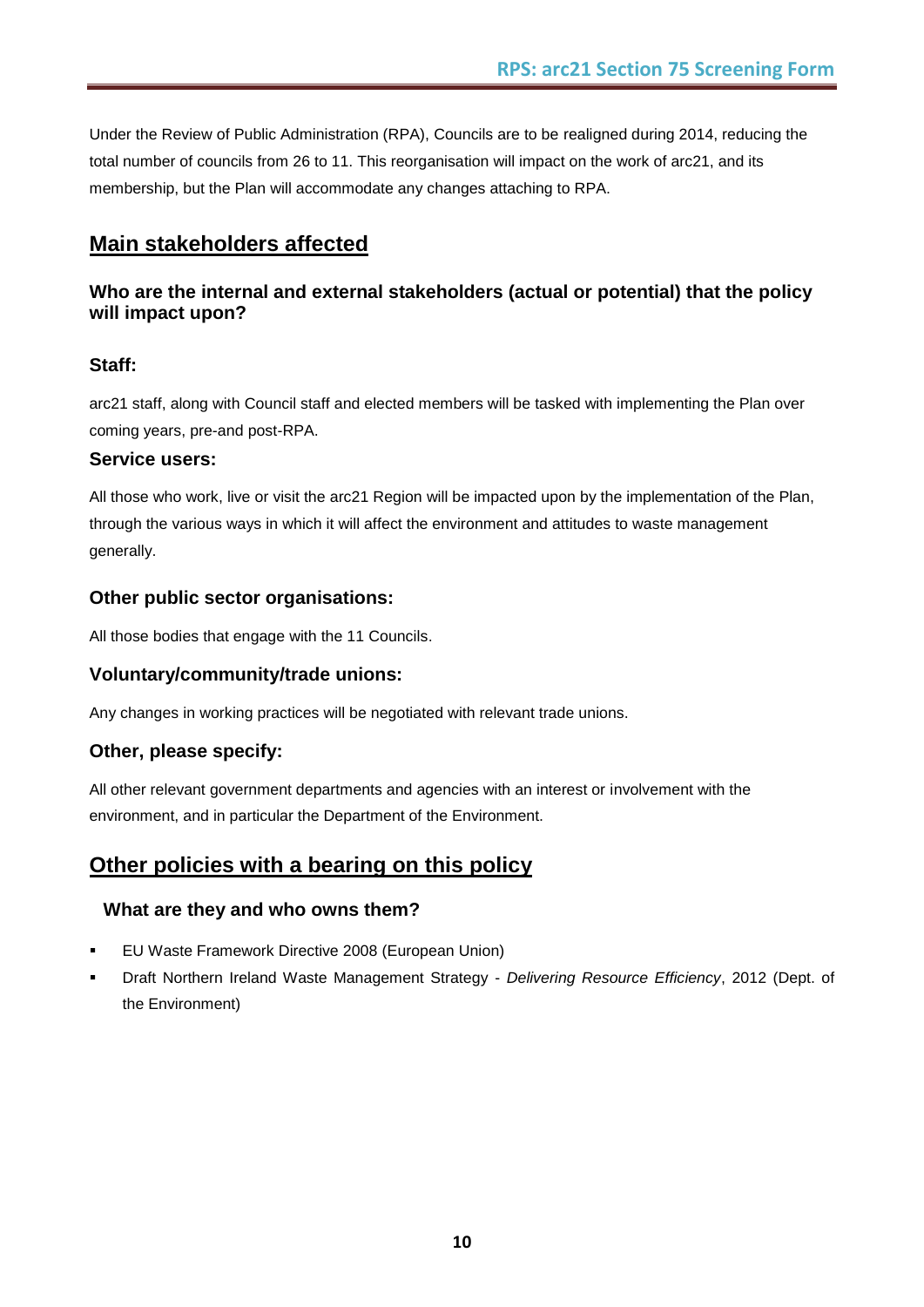Under the Review of Public Administration (RPA), Councils are to be realigned during 2014, reducing the total number of councils from 26 to 11. This reorganisation will impact on the work of arc21, and its membership, but the Plan will accommodate any changes attaching to RPA.

## Main stakeholders affected

### Who are the internal and external stakeholders (actual or potential) that the policy will impact upon?

### Staff:

arc21 staff, along with Council staff and elected members will be tasked with implementing the Plan over coming years, pre-and post-RPA.

### Service users:

All those who work, live or visit the arc21 Region will be impacted upon by the implementation of the Plan, through the various ways in which it will affect the environment and attitudes to waste management generally.

### Other public sector organisations:

All those bodies that engage with the 11 Councils.

### Voluntary/community/trade unions:

Any changes in working practices will be negotiated with relevant trade unions.

### Other, please specify:

All other relevant government departments and agencies with an interest or involvement with the environment, and in particular the Department of the Environment.

## Other policies with a bearing on this policy

### What are they and who owns them?

- EU Waste Framework Directive 2008 (European Union)
- Draft Northern Ireland Waste Management Strategy - *Delivering Resource Efficiency*, 2012 (Dept. of the Environment)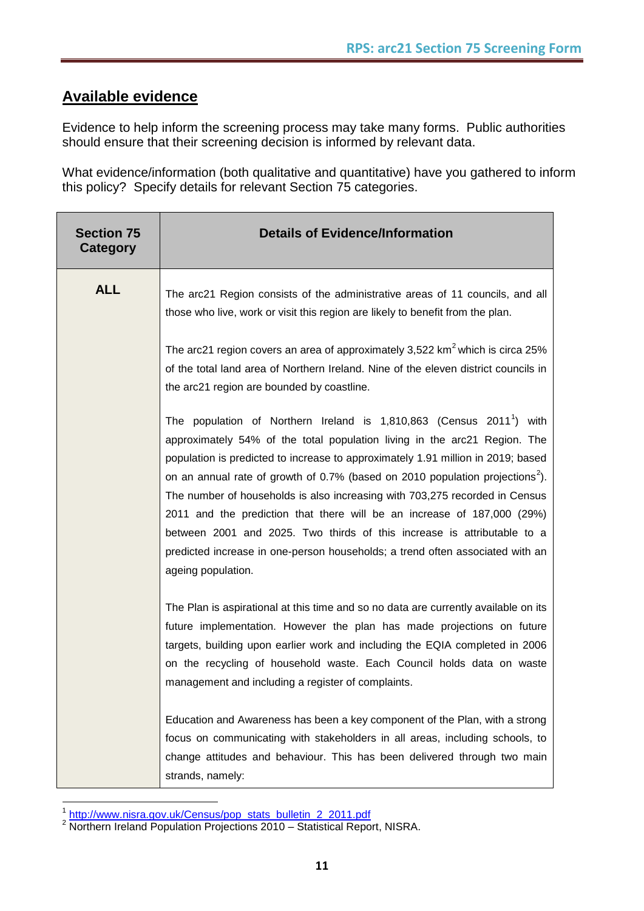## Available evidence

Evidence to help inform the screening process may take many forms. Public authorities should ensure that their screening decision is informed by relevant data.

What evidence/information (both qualitative and quantitative) have you gathered to inform this policy? Specify details for relevant Section 75 categories.

| Section 75 Category | Details of Evidence/Information |
|---|---|
| **ALL** | The arc21 Region consists of the administrative areas of 11 councils, and all those who live, work or visit this region are likely to benefit from the plan.<br><br>The arc21 region covers an area of approximately 3,522 km$^2$ which is circa 25% of the total land area of Northern Ireland. Nine of the eleven district councils in the arc21 region are bounded by coastline.<br><br>The population of Northern Ireland is 1,810,863 (Census 2011[1]) with approximately 54% of the total population living in the arc21 Region. The population is predicted to increase to approximately 1.91 million in 2019; based on an annual rate of growth of 0.7% (based on 2010 population projections[2]). The number of households is also increasing with 703,275 recorded in Census 2011 and the prediction that there will be an increase of 187,000 (29%) between 2001 and 2025. Two thirds of this increase is attributable to a predicted increase in one-person households; a trend often associated with an ageing population.<br><br>The Plan is aspirational at this time and so no data are currently available on its future implementation. However the plan has made projections on future targets, building upon earlier work and including the EQIA completed in 2006 on the recycling of household waste. Each Council holds data on waste management and including a register of complaints.<br><br>Education and Awareness has been a key component of the Plan, with a strong focus on communicating with stakeholders in all areas, including schools, to change attitudes and behaviour. This has been delivered through two main strands, namely: |

[1] http://www.nisra.gov.uk/Census/pop_stats_bulletin_2_2011.pdf
[2] Northern Ireland Population Projections 2010 – Statistical Report, NISRA.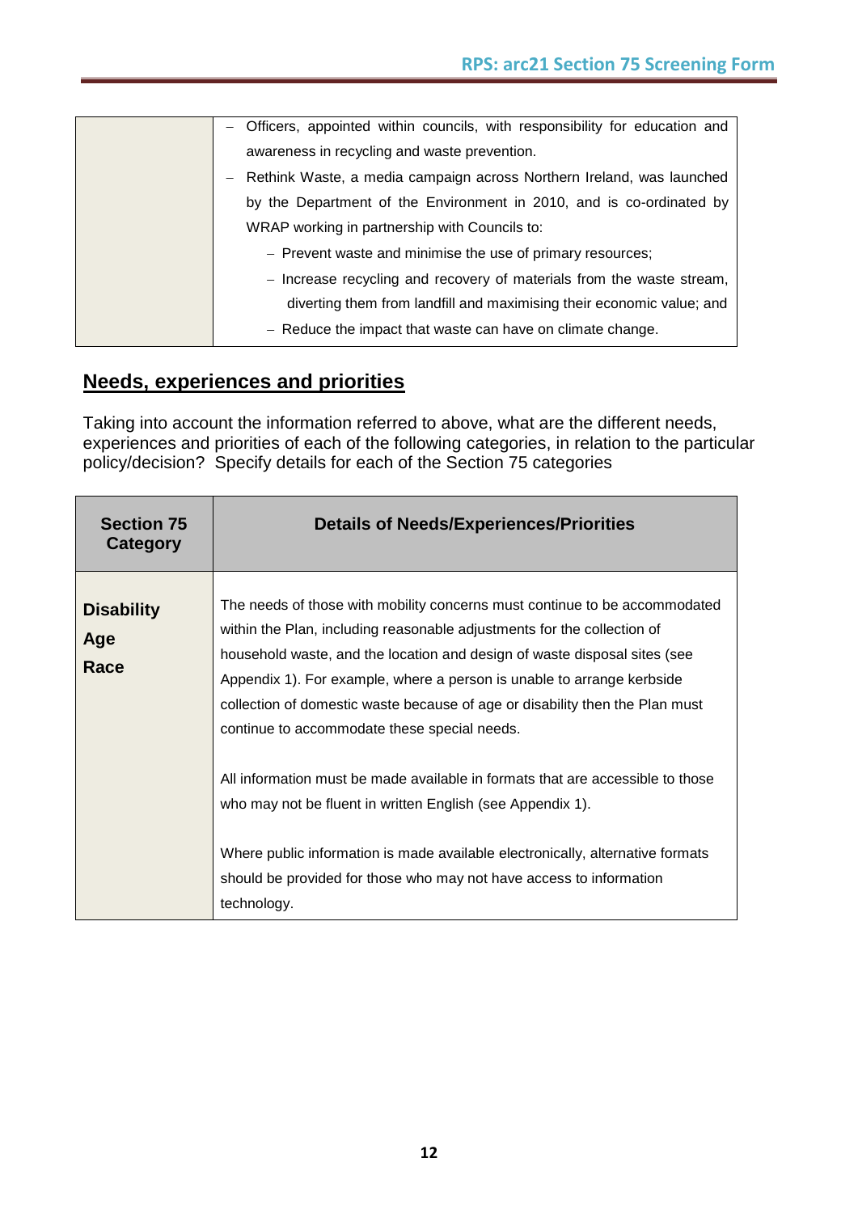| | |
|---|---|
| | – Officers, appointed within councils, with responsibility for education and awareness in recycling and waste prevention.<br>– Rethink Waste, a media campaign across Northern Ireland, was launched by the Department of the Environment in 2010, and is co-ordinated by WRAP working in partnership with Councils to:<br>&nbsp;&nbsp;– Prevent waste and minimise the use of primary resources;<br>&nbsp;&nbsp;– Increase recycling and recovery of materials from the waste stream, diverting them from landfill and maximising their economic value; and<br>&nbsp;&nbsp;– Reduce the impact that waste can have on climate change. |

## Needs, experiences and priorities

Taking into account the information referred to above, what are the different needs, experiences and priorities of each of the following categories, in relation to the particular policy/decision? Specify details for each of the Section 75 categories

| Section 75 Category | Details of Needs/Experiences/Priorities |
|---|---|
| **Disability**<br>**Age**<br>**Race** | The needs of those with mobility concerns must continue to be accommodated within the Plan, including reasonable adjustments for the collection of household waste, and the location and design of waste disposal sites (see Appendix 1). For example, where a person is unable to arrange kerbside collection of domestic waste because of age or disability then the Plan must continue to accommodate these special needs.<br><br>All information must be made available in formats that are accessible to those who may not be fluent in written English (see Appendix 1).<br><br>Where public information is made available electronically, alternative formats should be provided for those who may not have access to information technology. |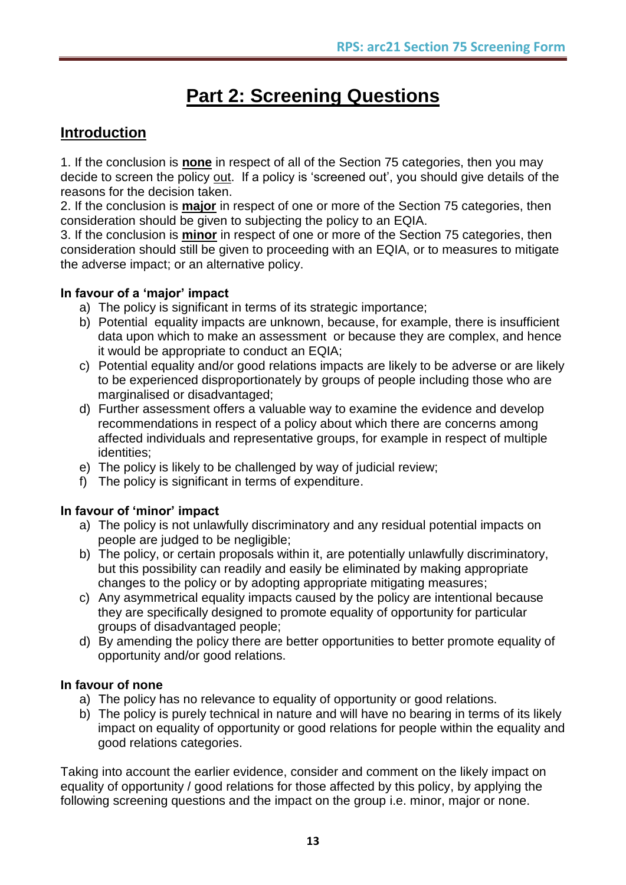# Part 2: Screening Questions

## Introduction

1. If the conclusion is **none** in respect of all of the Section 75 categories, then you may decide to screen the policy out. If a policy is 'screened out', you should give details of the reasons for the decision taken.
2. If the conclusion is **major** in respect of one or more of the Section 75 categories, then consideration should be given to subjecting the policy to an EQIA.
3. If the conclusion is **minor** in respect of one or more of the Section 75 categories, then consideration should still be given to proceeding with an EQIA, or to measures to mitigate the adverse impact; or an alternative policy.

**In favour of a 'major' impact**

a) The policy is significant in terms of its strategic importance;
b) Potential equality impacts are unknown, because, for example, there is insufficient data upon which to make an assessment or because they are complex, and hence it would be appropriate to conduct an EQIA;
c) Potential equality and/or good relations impacts are likely to be adverse or are likely to be experienced disproportionately by groups of people including those who are marginalised or disadvantaged;
d) Further assessment offers a valuable way to examine the evidence and develop recommendations in respect of a policy about which there are concerns among affected individuals and representative groups, for example in respect of multiple identities;
e) The policy is likely to be challenged by way of judicial review;
f) The policy is significant in terms of expenditure.

**In favour of 'minor' impact**

a) The policy is not unlawfully discriminatory and any residual potential impacts on people are judged to be negligible;
b) The policy, or certain proposals within it, are potentially unlawfully discriminatory, but this possibility can readily and easily be eliminated by making appropriate changes to the policy or by adopting appropriate mitigating measures;
c) Any asymmetrical equality impacts caused by the policy are intentional because they are specifically designed to promote equality of opportunity for particular groups of disadvantaged people;
d) By amending the policy there are better opportunities to better promote equality of opportunity and/or good relations.

**In favour of none**

a) The policy has no relevance to equality of opportunity or good relations.
b) The policy is purely technical in nature and will have no bearing in terms of its likely impact on equality of opportunity or good relations for people within the equality and good relations categories.

Taking into account the earlier evidence, consider and comment on the likely impact on equality of opportunity / good relations for those affected by this policy, by applying the following screening questions and the impact on the group i.e. minor, major or none.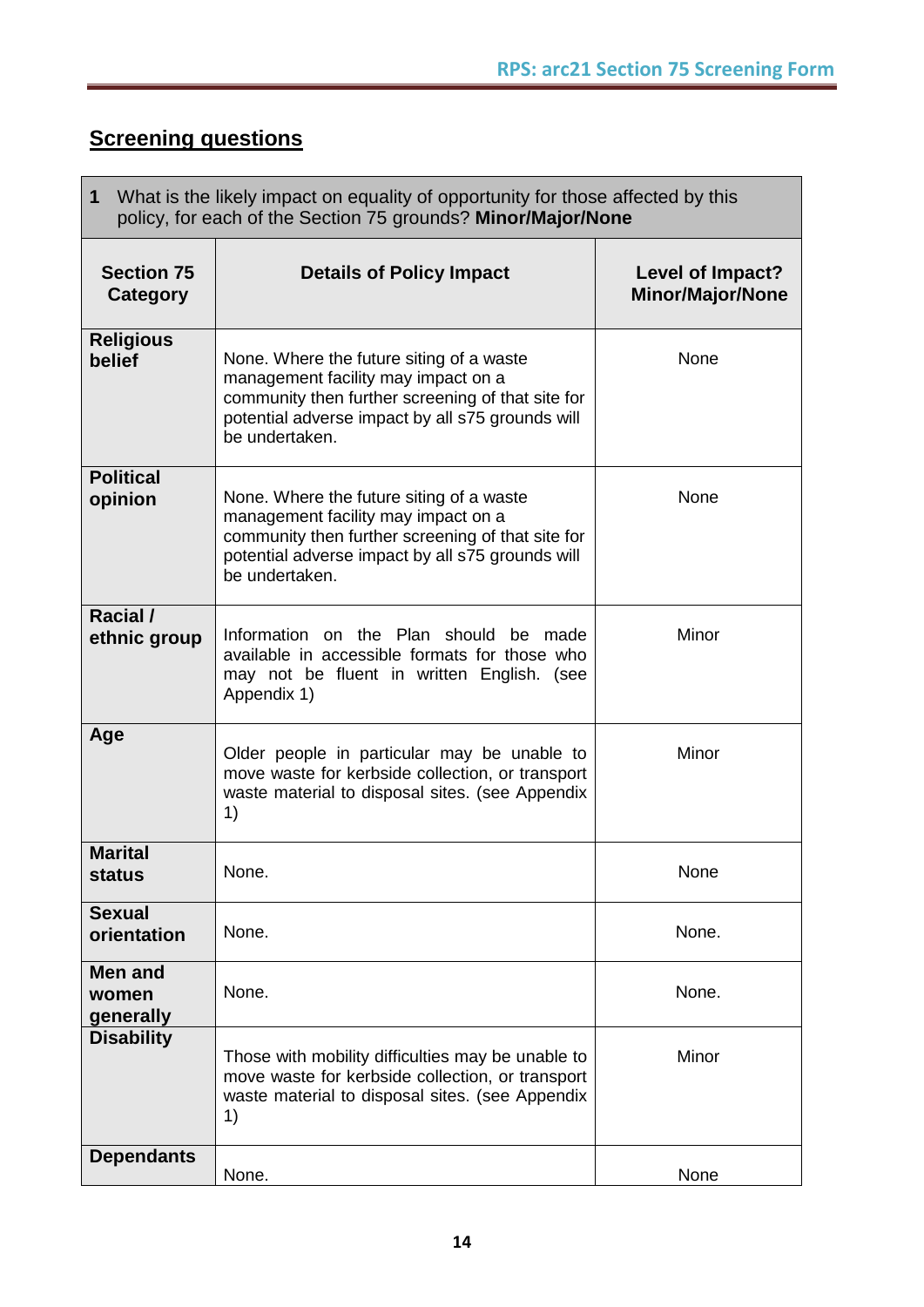## Screening questions

| **1** What is the likely impact on equality of opportunity for those affected by this policy, for each of the Section 75 grounds? **Minor/Major/None** | | |
|---|---|---|
| **Section 75 Category** | **Details of Policy Impact** | **Level of Impact? Minor/Major/None** |
| **Religious belief** | None. Where the future siting of a waste management facility may impact on a community then further screening of that site for potential adverse impact by all s75 grounds will be undertaken. | None |
| **Political opinion** | None. Where the future siting of a waste management facility may impact on a community then further screening of that site for potential adverse impact by all s75 grounds will be undertaken. | None |
| **Racial / ethnic group** | Information on the Plan should be made available in accessible formats for those who may not be fluent in written English. (see Appendix 1) | Minor |
| **Age** | Older people in particular may be unable to move waste for kerbside collection, or transport waste material to disposal sites. (see Appendix 1) | Minor |
| **Marital status** | None. | None |
| **Sexual orientation** | None. | None. |
| **Men and women generally** | None. | None. |
| **Disability** | Those with mobility difficulties may be unable to move waste for kerbside collection, or transport waste material to disposal sites. (see Appendix 1) | Minor |
| **Dependants** | None. | None |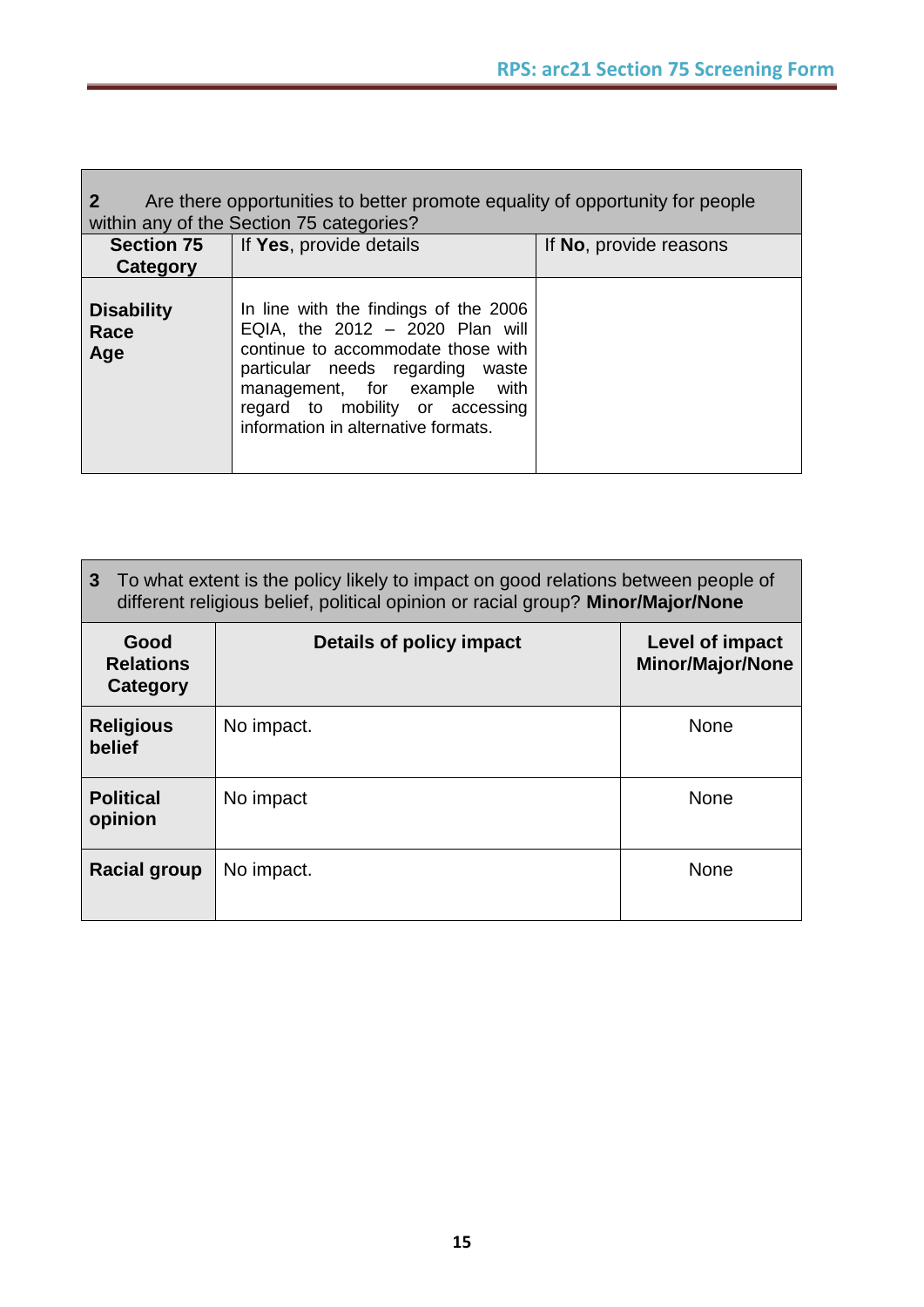| **2** Are there opportunities to better promote equality of opportunity for people within any of the Section 75 categories? | | |
|---|---|---|
| **Section 75 Category** | If **Yes**, provide details | If **No**, provide reasons |
| **Disability**<br>**Race**<br>**Age** | In line with the findings of the 2006 EQIA, the 2012 – 2020 Plan will continue to accommodate those with particular needs regarding waste management, for example with regard to mobility or accessing information in alternative formats. | |

| **3** To what extent is the policy likely to impact on good relations between people of different religious belief, political opinion or racial group? **Minor/Major/None** | | |
|---|---|---|
| **Good Relations Category** | **Details of policy impact** | **Level of impact Minor/Major/None** |
| **Religious belief** | No impact. | None |
| **Political opinion** | No impact | None |
| **Racial group** | No impact. | None |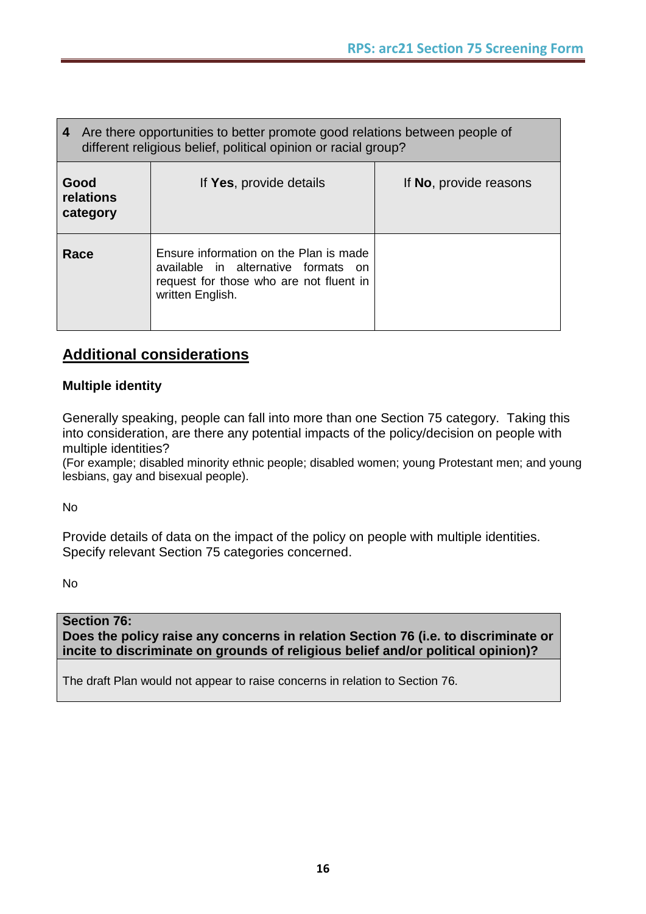| 4 Are there opportunities to better promote good relations between people of different religious belief, political opinion or racial group? | | |
|---|---|---|
| **Good relations category** | If **Yes**, provide details | If **No**, provide reasons |
| **Race** | Ensure information on the Plan is made available in alternative formats on request for those who are not fluent in written English. | |

## Additional considerations

**Multiple identity**

Generally speaking, people can fall into more than one Section 75 category. Taking this into consideration, are there any potential impacts of the policy/decision on people with multiple identities?
(For example; disabled minority ethnic people; disabled women; young Protestant men; and young lesbians, gay and bisexual people).

No

Provide details of data on the impact of the policy on people with multiple identities. Specify relevant Section 75 categories concerned.

No

| **Section 76:** **Does the policy raise any concerns in relation Section 76 (i.e. to discriminate or incite to discriminate on grounds of religious belief and/or political opinion)?** |
|---|
| The draft Plan would not appear to raise concerns in relation to Section 76. |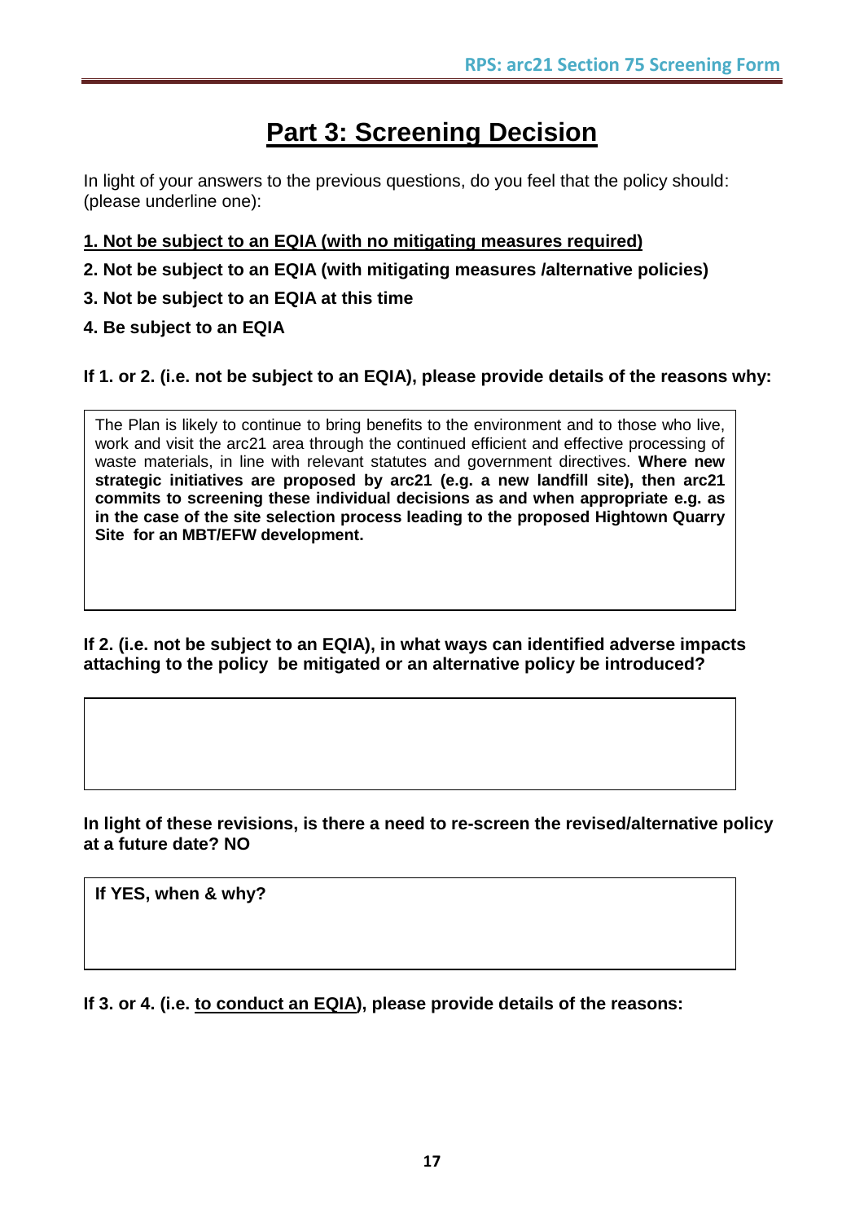# Part 3: Screening Decision

In light of your answers to the previous questions, do you feel that the policy should: (please underline one):

**<u>1. Not be subject to an EQIA (with no mitigating measures required)</u>**

**2. Not be subject to an EQIA (with mitigating measures /alternative policies)**

**3. Not be subject to an EQIA at this time**

**4. Be subject to an EQIA**

**If 1. or 2. (i.e. not be subject to an EQIA), please provide details of the reasons why:**

| The Plan is likely to continue to bring benefits to the environment and to those who live, work and visit the arc21 area through the continued efficient and effective processing of waste materials, in line with relevant statutes and government directives. **Where new strategic initiatives are proposed by arc21 (e.g. a new landfill site), then arc21 commits to screening these individual decisions as and when appropriate e.g. as in the case of the site selection process leading to the proposed Hightown Quarry Site for an MBT/EFW development.** |
|---|

**If 2. (i.e. not be subject to an EQIA), in what ways can identified adverse impacts attaching to the policy be mitigated or an alternative policy be introduced?**

| |
|---|

**In light of these revisions, is there a need to re-screen the revised/alternative policy at a future date? NO**

| **If YES, when & why?** |
|---|

**If 3. or 4. (i.e. <u>to conduct an EQIA</u>), please provide details of the reasons:**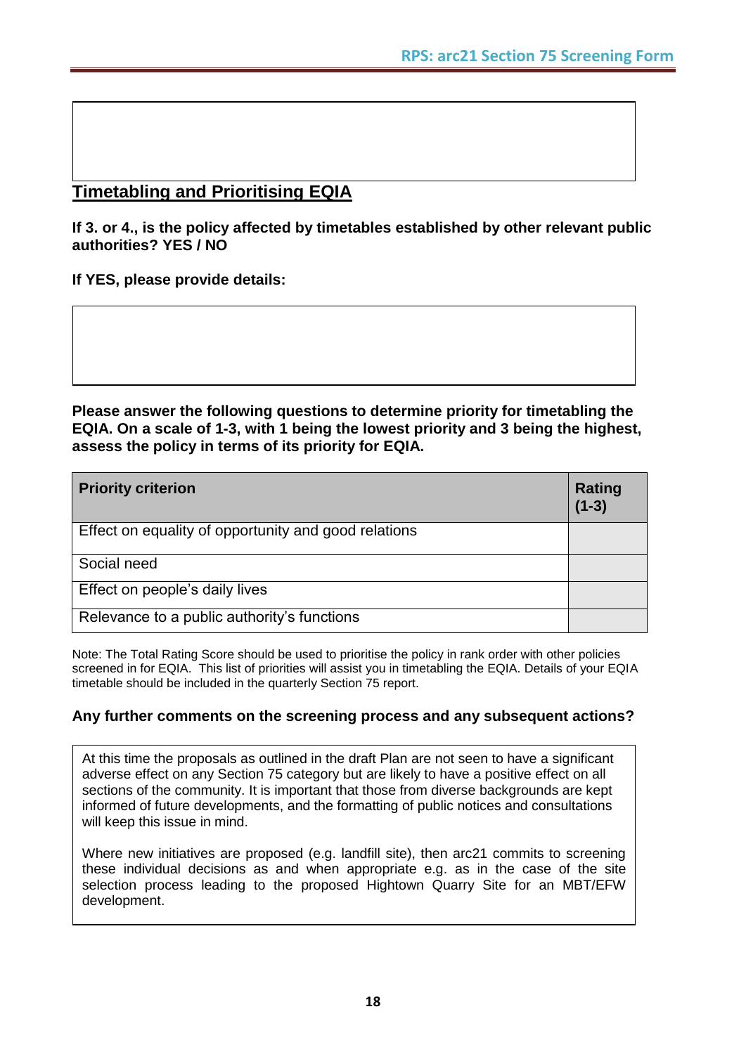## Timetabling and Prioritising EQIA

**If 3. or 4., is the policy affected by timetables established by other relevant public authorities? YES / NO**

**If YES, please provide details:**

**Please answer the following questions to determine priority for timetabling the EQIA. On a scale of 1-3, with 1 being the lowest priority and 3 being the highest, assess the policy in terms of its priority for EQIA.**

| Priority criterion | Rating (1-3) |
|---|---|
| Effect on equality of opportunity and good relations | |
| Social need | |
| Effect on people's daily lives | |
| Relevance to a public authority's functions | |

Note: The Total Rating Score should be used to prioritise the policy in rank order with other policies screened in for EQIA. This list of priorities will assist you in timetabling the EQIA. Details of your EQIA timetable should be included in the quarterly Section 75 report.

**Any further comments on the screening process and any subsequent actions?**

At this time the proposals as outlined in the draft Plan are not seen to have a significant adverse effect on any Section 75 category but are likely to have a positive effect on all sections of the community. It is important that those from diverse backgrounds are kept informed of future developments, and the formatting of public notices and consultations will keep this issue in mind.

Where new initiatives are proposed (e.g. landfill site), then arc21 commits to screening these individual decisions as and when appropriate e.g. as in the case of the site selection process leading to the proposed Hightown Quarry Site for an MBT/EFW development.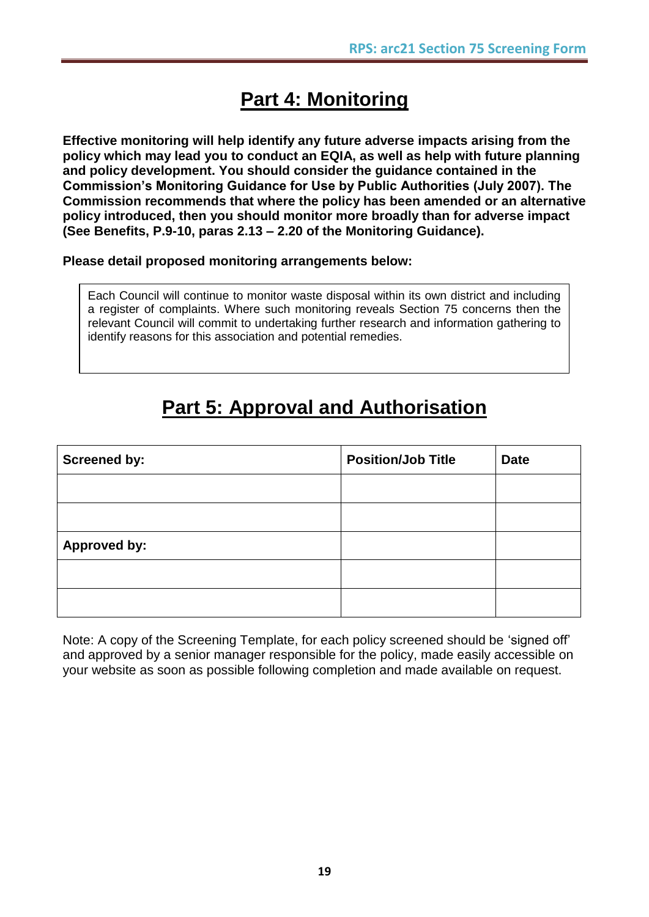# Part 4: Monitoring

**Effective monitoring will help identify any future adverse impacts arising from the policy which may lead you to conduct an EQIA, as well as help with future planning and policy development. You should consider the guidance contained in the Commission's Monitoring Guidance for Use by Public Authorities (July 2007). The Commission recommends that where the policy has been amended or an alternative policy introduced, then you should monitor more broadly than for adverse impact (See Benefits, P.9-10, paras 2.13 – 2.20 of the Monitoring Guidance).**

**Please detail proposed monitoring arrangements below:**

Each Council will continue to monitor waste disposal within its own district and including a register of complaints. Where such monitoring reveals Section 75 concerns then the relevant Council will commit to undertaking further research and information gathering to identify reasons for this association and potential remedies.

# Part 5: Approval and Authorisation

| Screened by: | Position/Job Title | Date |
|---|---|---|
| | | |
| | | |
| **Approved by:** | | |
| | | |
| | | |

Note: A copy of the Screening Template, for each policy screened should be 'signed off' and approved by a senior manager responsible for the policy, made easily accessible on your website as soon as possible following completion and made available on request.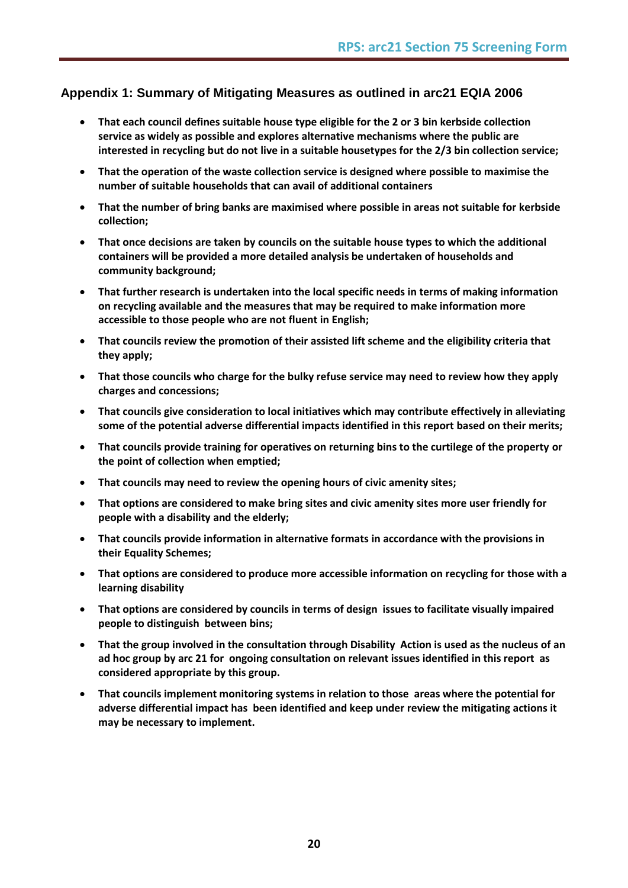## Appendix 1: Summary of Mitigating Measures as outlined in arc21 EQIA 2006

- **That each council defines suitable house type eligible for the 2 or 3 bin kerbside collection service as widely as possible and explores alternative mechanisms where the public are interested in recycling but do not live in a suitable housetypes for the 2/3 bin collection service;**
- **That the operation of the waste collection service is designed where possible to maximise the number of suitable households that can avail of additional containers**
- **That the number of bring banks are maximised where possible in areas not suitable for kerbside collection;**
- **That once decisions are taken by councils on the suitable house types to which the additional containers will be provided a more detailed analysis be undertaken of households and community background;**
- **That further research is undertaken into the local specific needs in terms of making information on recycling available and the measures that may be required to make information more accessible to those people who are not fluent in English;**
- **That councils review the promotion of their assisted lift scheme and the eligibility criteria that they apply;**
- **That those councils who charge for the bulky refuse service may need to review how they apply charges and concessions;**
- **That councils give consideration to local initiatives which may contribute effectively in alleviating some of the potential adverse differential impacts identified in this report based on their merits;**
- **That councils provide training for operatives on returning bins to the curtilege of the property or the point of collection when emptied;**
- **That councils may need to review the opening hours of civic amenity sites;**
- **That options are considered to make bring sites and civic amenity sites more user friendly for people with a disability and the elderly;**
- **That councils provide information in alternative formats in accordance with the provisions in their Equality Schemes;**
- **That options are considered to produce more accessible information on recycling for those with a learning disability**
- **That options are considered by councils in terms of design issues to facilitate visually impaired people to distinguish between bins;**
- **That the group involved in the consultation through Disability Action is used as the nucleus of an ad hoc group by arc 21 for ongoing consultation on relevant issues identified in this report as considered appropriate by this group.**
- **That councils implement monitoring systems in relation to those areas where the potential for adverse differential impact has been identified and keep under review the mitigating actions it may be necessary to implement.**